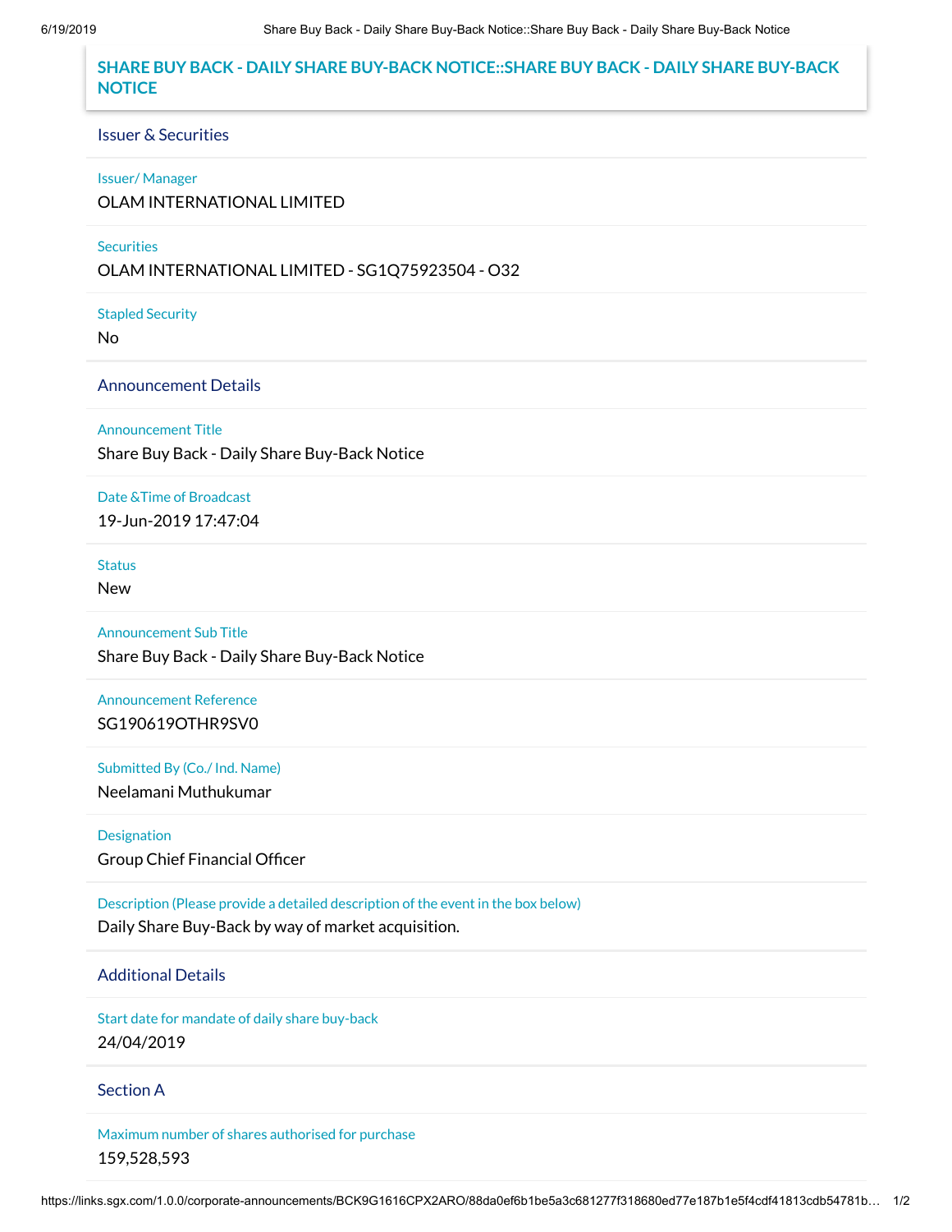# SHARE BUY BACK - DAILY SHARE BUY-BACK NOTICE::SHARE BUY BACK - DAILY SHARE BUY-BACK NOTICE

## Issuer & Securities

Issuer/ Manager

OLAM INTERNATIONAL LIMITED

Securities

OLAM INTERNATIONAL LIMITED - SG1Q75923504 - O32

Stapled Security

No

## Announcement Details

Announcement Title

Share Buy Back - Daily Share Buy-Back Notice

Date &Time of Broadcast

19-Jun-2019 17:47:04

Status

New

Announcement Sub Title

Share Buy Back - Daily Share Buy-Back Notice

Announcement Reference

SG190619OTHR9SV0

Submitted By (Co./ Ind. Name)

Neelamani Muthukumar

Designation

Group Chief Financial Officer

Description (Please provide a detailed description of the event in the box below)

Daily Share Buy-Back by way of market acquisition.

## Additional Details

Start date for mandate of daily share buy-back

24/04/2019

## Section A

Maximum number of shares authorised for purchase

159,528,593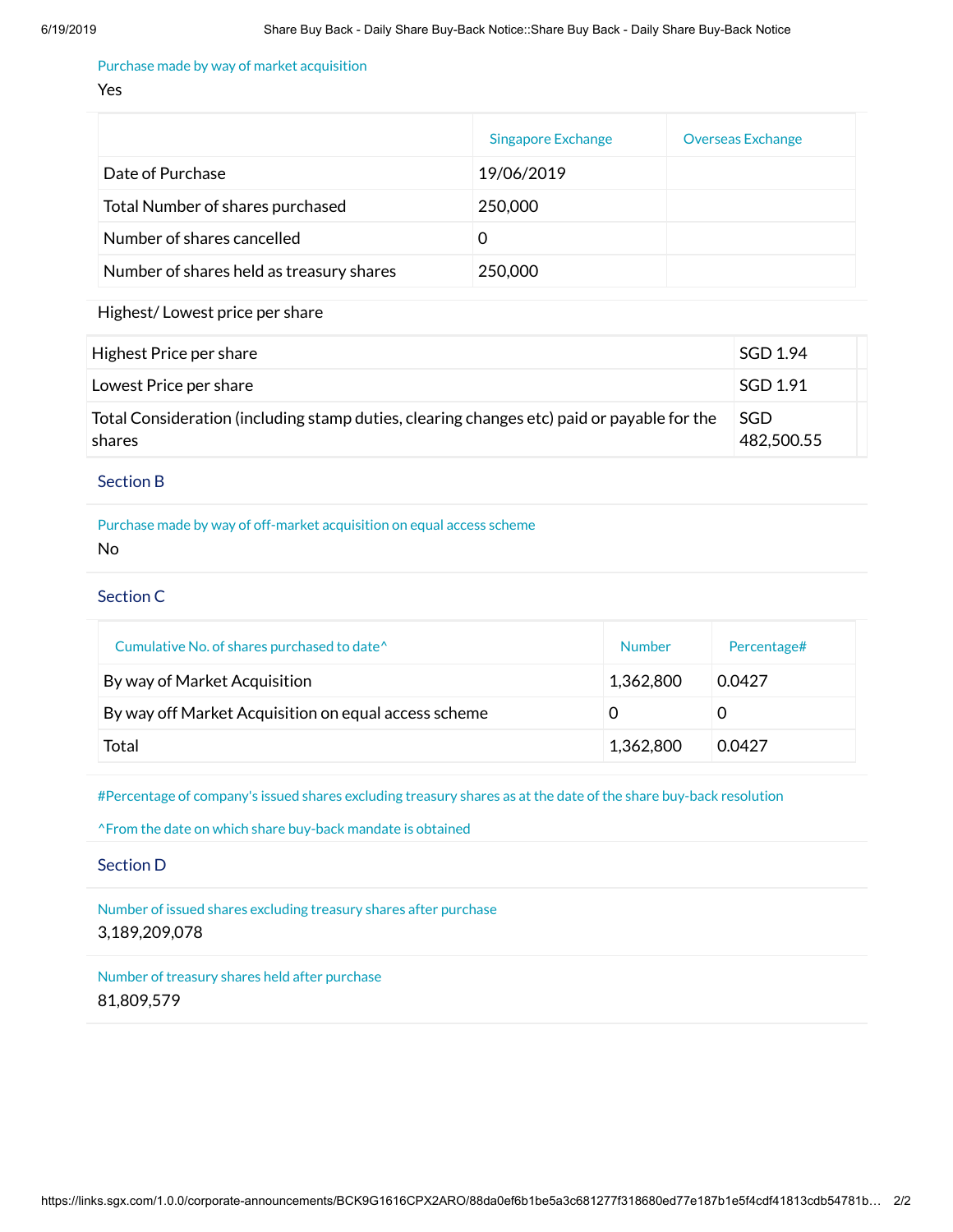Purchase made by way of market acquisition

Yes

| | Singapore Exchange | Overseas Exchange |
|---|---|---|
| Date of Purchase | 19/06/2019 | |
| Total Number of shares purchased | 250,000 | |
| Number of shares cancelled | 0 | |
| Number of shares held as treasury shares | 250,000 | |

Highest/ Lowest price per share

| | |
|---|---|
| Highest Price per share | SGD 1.94 |
| Lowest Price per share | SGD 1.91 |
| Total Consideration (including stamp duties, clearing changes etc) paid or payable for the shares | SGD 482,500.55 |

## Section B

Purchase made by way of off-market acquisition on equal access scheme

No

## Section C

| Cumulative No. of shares purchased to date^ | Number | Percentage# |
|---|---|---|
| By way of Market Acquisition | 1,362,800 | 0.0427 |
| By way off Market Acquisition on equal access scheme | 0 | 0 |
| Total | 1,362,800 | 0.0427 |

#Percentage of company's issued shares excluding treasury shares as at the date of the share buy-back resolution

^From the date on which share buy-back mandate is obtained

## Section D

Number of issued shares excluding treasury shares after purchase

3,189,209,078

Number of treasury shares held after purchase

81,809,579